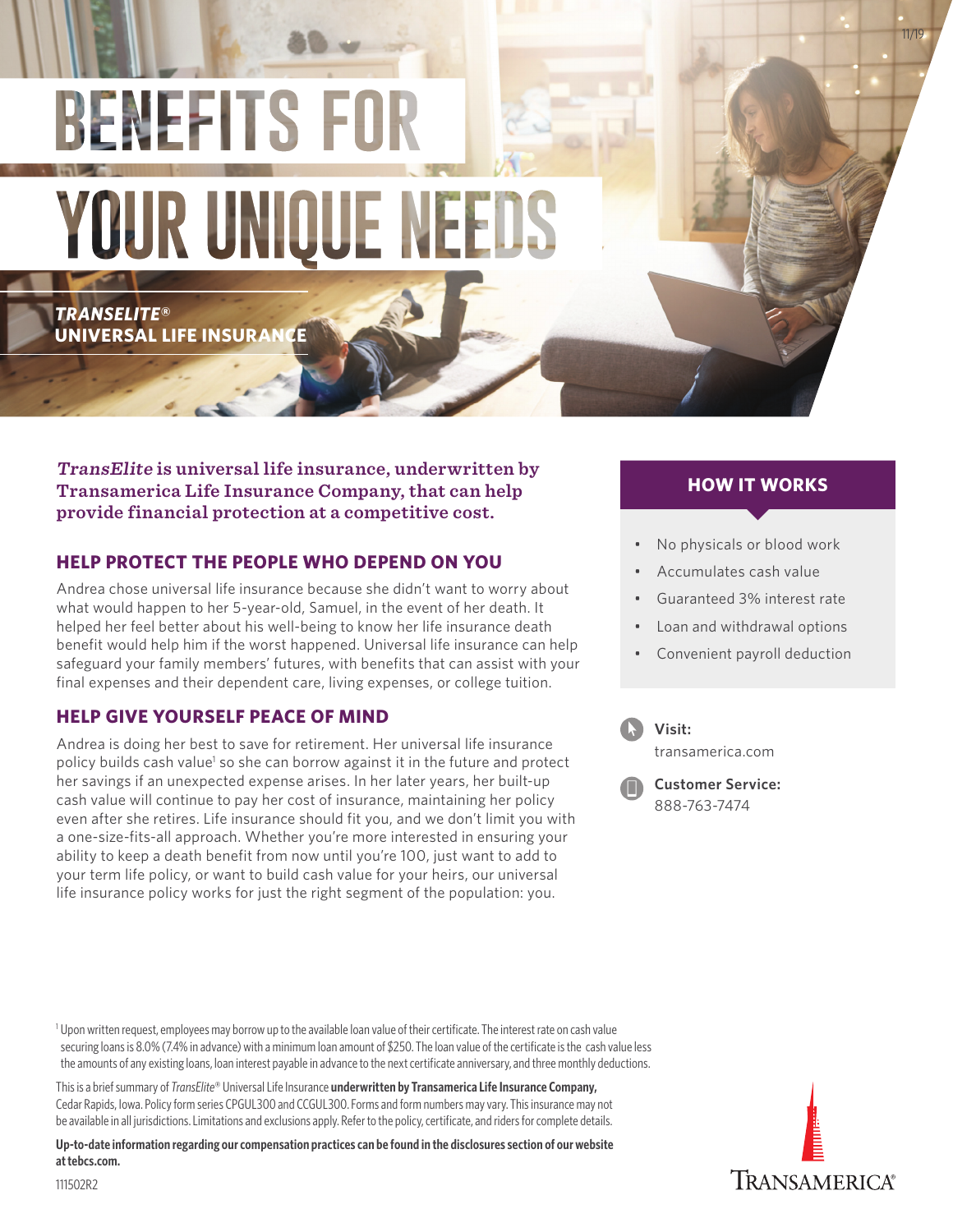# BENEFITS FOR YOUR UNIQUE NEEDS

***TRANSELITE®*** **UNIVERSAL LIFE INSURANCE**

***TransElite*** **is universal life insurance, underwritten by Transamerica Life Insurance Company, that can help provide financial protection at a competitive cost.**

## HELP PROTECT THE PEOPLE WHO DEPEND ON YOU

Andrea chose universal life insurance because she didn't want to worry about what would happen to her 5-year-old, Samuel, in the event of her death. It helped her feel better about his well-being to know her life insurance death benefit would help him if the worst happened. Universal life insurance can help safeguard your family members' futures, with benefits that can assist with your final expenses and their dependent care, living expenses, or college tuition.

## HELP GIVE YOURSELF PEACE OF MIND

Andrea is doing her best to save for retirement. Her universal life insurance policy builds cash value[1] so she can borrow against it in the future and protect her savings if an unexpected expense arises. In her later years, her built-up cash value will continue to pay her cost of insurance, maintaining her policy even after she retires. Life insurance should fit you, and we don't limit you with a one-size-fits-all approach. Whether you're more interested in ensuring your ability to keep a death benefit from now until you're 100, just want to add to your term life policy, or want to build cash value for your heirs, our universal life insurance policy works for just the right segment of the population: you.

## HOW IT WORKS

- No physicals or blood work
- Accumulates cash value
- Guaranteed 3% interest rate
- Loan and withdrawal options
- Convenient payroll deduction

**Visit:**
transamerica.com

**Customer Service:**
888-763-7474

[1] Upon written request, employees may borrow up to the available loan value of their certificate. The interest rate on cash value securing loans is 8.0% (7.4% in advance) with a minimum loan amount of $250. The loan value of the certificate is the cash value less the amounts of any existing loans, loan interest payable in advance to the next certificate anniversary, and three monthly deductions.

This is a brief summary of *TransElite®* Universal Life Insurance **underwritten by Transamerica Life Insurance Company,** Cedar Rapids, Iowa. Policy form series CPGUL300 and CCGUL300. Forms and form numbers may vary. This insurance may not be available in all jurisdictions. Limitations and exclusions apply. Refer to the policy, certificate, and riders for complete details.

**Up-to-date information regarding our compensation practices can be found in the disclosures section of our website at tebcs.com.**

111502R2

TRANSAMERICA®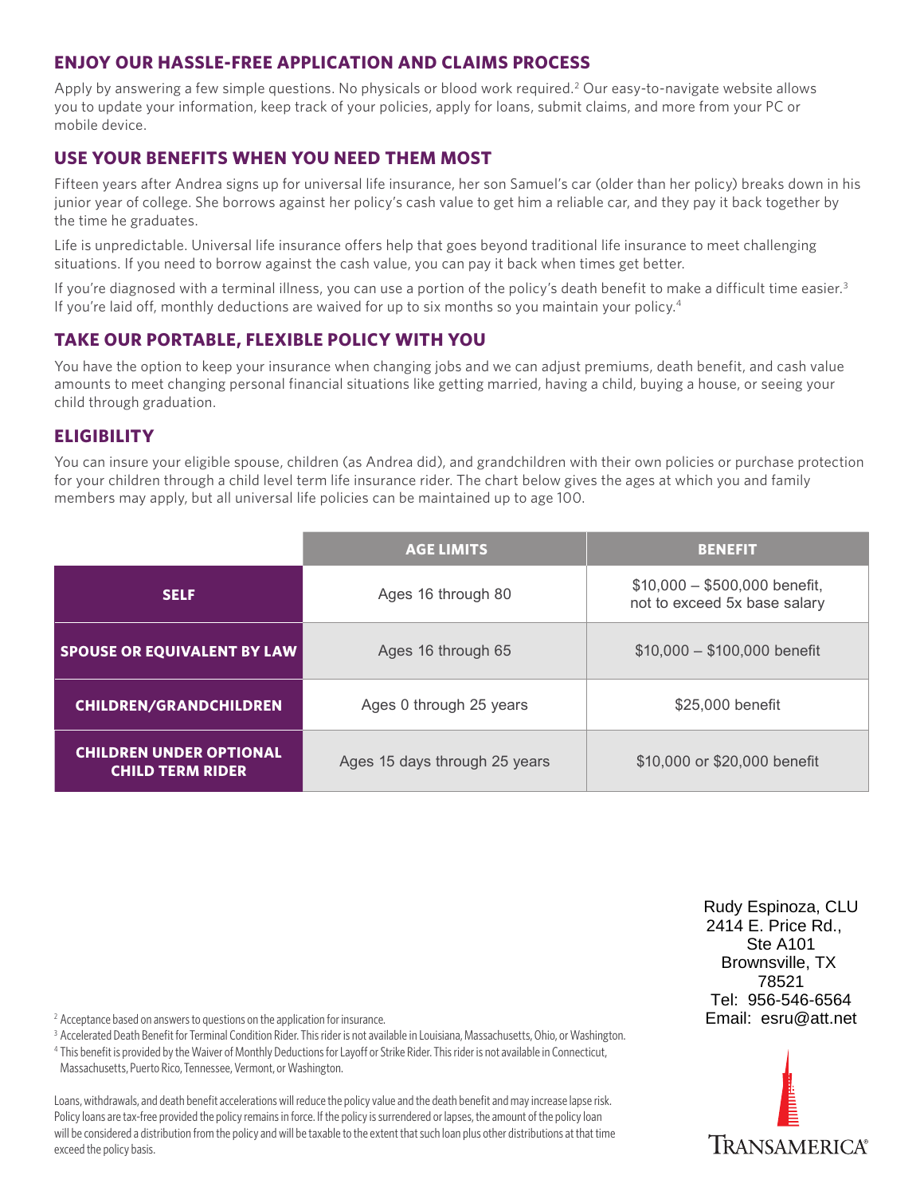## ENJOY OUR HASSLE-FREE APPLICATION AND CLAIMS PROCESS

Apply by answering a few simple questions. No physicals or blood work required.[2] Our easy-to-navigate website allows you to update your information, keep track of your policies, apply for loans, submit claims, and more from your PC or mobile device.

## USE YOUR BENEFITS WHEN YOU NEED THEM MOST

Fifteen years after Andrea signs up for universal life insurance, her son Samuel's car (older than her policy) breaks down in his junior year of college. She borrows against her policy's cash value to get him a reliable car, and they pay it back together by the time he graduates.

Life is unpredictable. Universal life insurance offers help that goes beyond traditional life insurance to meet challenging situations. If you need to borrow against the cash value, you can pay it back when times get better.

If you're diagnosed with a terminal illness, you can use a portion of the policy's death benefit to make a difficult time easier.[3] If you're laid off, monthly deductions are waived for up to six months so you maintain your policy.[4]

## TAKE OUR PORTABLE, FLEXIBLE POLICY WITH YOU

You have the option to keep your insurance when changing jobs and we can adjust premiums, death benefit, and cash value amounts to meet changing personal financial situations like getting married, having a child, buying a house, or seeing your child through graduation.

## ELIGIBILITY

You can insure your eligible spouse, children (as Andrea did), and grandchildren with their own policies or purchase protection for your children through a child level term life insurance rider. The chart below gives the ages at which you and family members may apply, but all universal life policies can be maintained up to age 100.

| | AGE LIMITS | BENEFIT |
|---|---|---|
| **SELF** | Ages 16 through 80 | $10,000 – $500,000 benefit, not to exceed 5x base salary |
| **SPOUSE OR EQUIVALENT BY LAW** | Ages 16 through 65 | $10,000 – $100,000 benefit |
| **CHILDREN/GRANDCHILDREN** | Ages 0 through 25 years | $25,000 benefit |
| **CHILDREN UNDER OPTIONAL CHILD TERM RIDER** | Ages 15 days through 25 years | $10,000 or $20,000 benefit |

Rudy Espinoza, CLU
2414 E. Price Rd.,
Ste A101
Brownsville, TX
78521
Tel: 956-546-6564
Email: esru@att.net

[2] Acceptance based on answers to questions on the application for insurance.

[3] Accelerated Death Benefit for Terminal Condition Rider. This rider is not available in Louisiana, Massachusetts, Ohio, or Washington.

[4] This benefit is provided by the Waiver of Monthly Deductions for Layoff or Strike Rider. This rider is not available in Connecticut, Massachusetts, Puerto Rico, Tennessee, Vermont, or Washington.

Loans, withdrawals, and death benefit accelerations will reduce the policy value and the death benefit and may increase lapse risk. Policy loans are tax-free provided the policy remains in force. If the policy is surrendered or lapses, the amount of the policy loan will be considered a distribution from the policy and will be taxable to the extent that such loan plus other distributions at that time exceed the policy basis.

TRANSAMERICA®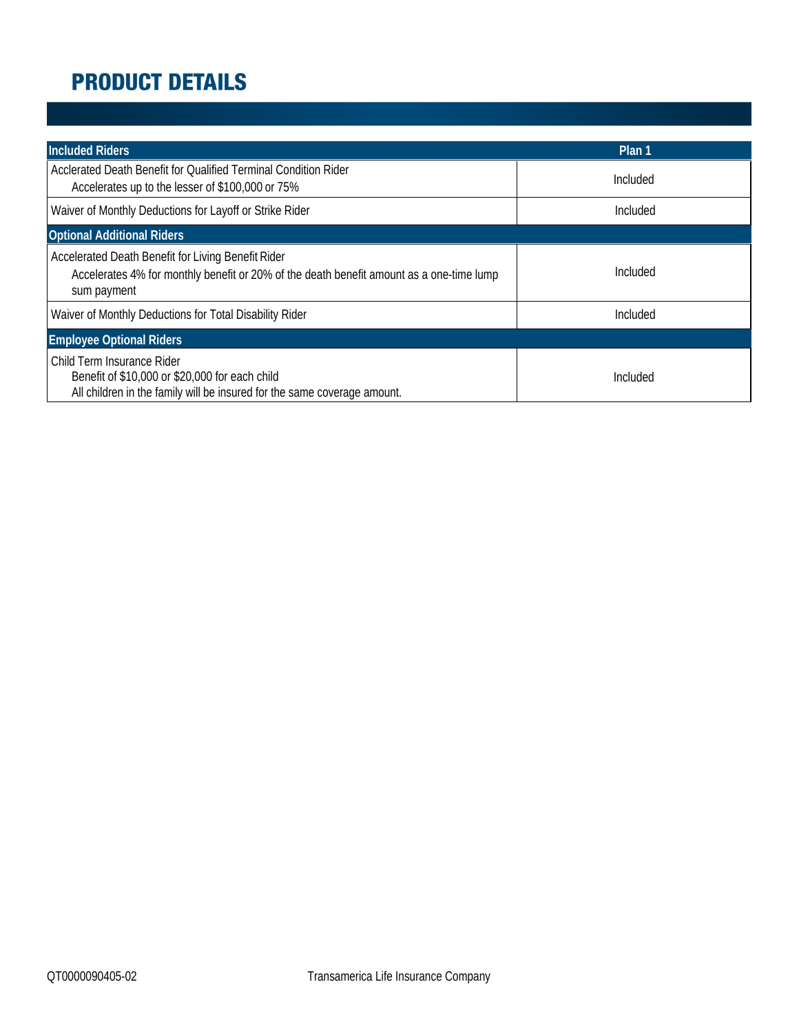# PRODUCT DETAILS

| Included Riders | Plan 1 |
|---|---|
| Aclerated Death Benefit for Qualified Terminal Condition Rider<br>Accelerates up to the lesser of $100,000 or 75% | Included |
| Waiver of Monthly Deductions for Layoff or Strike Rider | Included |
| **Optional Additional Riders** | |
| Accelerated Death Benefit for Living Benefit Rider<br>Accelerates 4% for monthly benefit or 20% of the death benefit amount as a one-time lump sum payment | Included |
| Waiver of Monthly Deductions for Total Disability Rider | Included |
| **Employee Optional Riders** | |
| Child Term Insurance Rider<br>Benefit of $10,000 or $20,000 for each child<br>All children in the family will be insured for the same coverage amount. | Included |

QT0000090405-02

Transamerica Life Insurance Company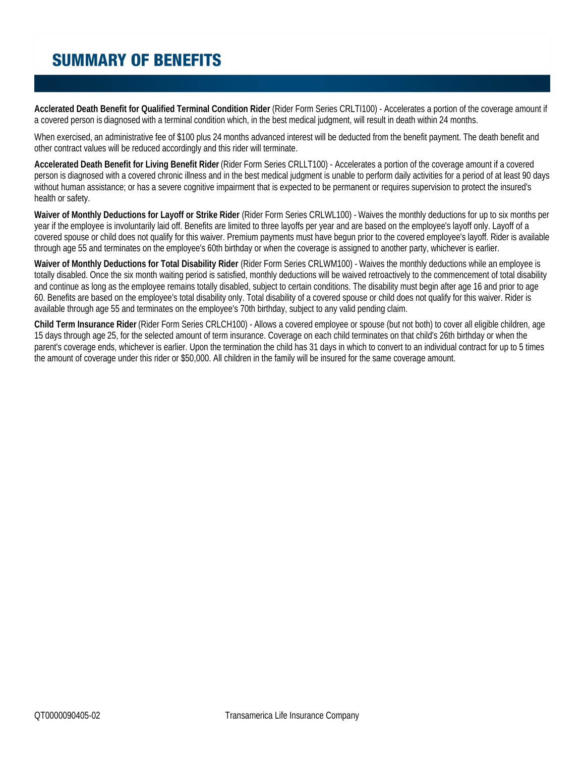# SUMMARY OF BENEFITS

**Acclerated Death Benefit for Qualified Terminal Condition Rider** (Rider Form Series CRLTI100) - Accelerates a portion of the coverage amount if a covered person is diagnosed with a terminal condition which, in the best medical judgment, will result in death within 24 months.

When exercised, an administrative fee of $100 plus 24 months advanced interest will be deducted from the benefit payment. The death benefit and other contract values will be reduced accordingly and this rider will terminate.

**Accelerated Death Benefit for Living Benefit Rider** (Rider Form Series CRLLT100) - Accelerates a portion of the coverage amount if a covered person is diagnosed with a covered chronic illness and in the best medical judgment is unable to perform daily activities for a period of at least 90 days without human assistance; or has a severe cognitive impairment that is expected to be permanent or requires supervision to protect the insured's health or safety.

**Waiver of Monthly Deductions for Layoff or Strike Rider** (Rider Form Series CRLWL100) - Waives the monthly deductions for up to six months per year if the employee is involuntarily laid off. Benefits are limited to three layoffs per year and are based on the employee's layoff only. Layoff of a covered spouse or child does not qualify for this waiver. Premium payments must have begun prior to the covered employee's layoff. Rider is available through age 55 and terminates on the employee's 60th birthday or when the coverage is assigned to another party, whichever is earlier.

**Waiver of Monthly Deductions for Total Disability Rider** (Rider Form Series CRLWM100) - Waives the monthly deductions while an employee is totally disabled. Once the six month waiting period is satisfied, monthly deductions will be waived retroactively to the commencement of total disability and continue as long as the employee remains totally disabled, subject to certain conditions. The disability must begin after age 16 and prior to age 60. Benefits are based on the employee's total disability only. Total disability of a covered spouse or child does not qualify for this waiver. Rider is available through age 55 and terminates on the employee's 70th birthday, subject to any valid pending claim.

**Child Term Insurance Rider** (Rider Form Series CRLCH100) - Allows a covered employee or spouse (but not both) to cover all eligible children, age 15 days through age 25, for the selected amount of term insurance. Coverage on each child terminates on that child's 26th birthday or when the parent's coverage ends, whichever is earlier. Upon the termination the child has 31 days in which to convert to an individual contract for up to 5 times the amount of coverage under this rider or $50,000. All children in the family will be insured for the same coverage amount.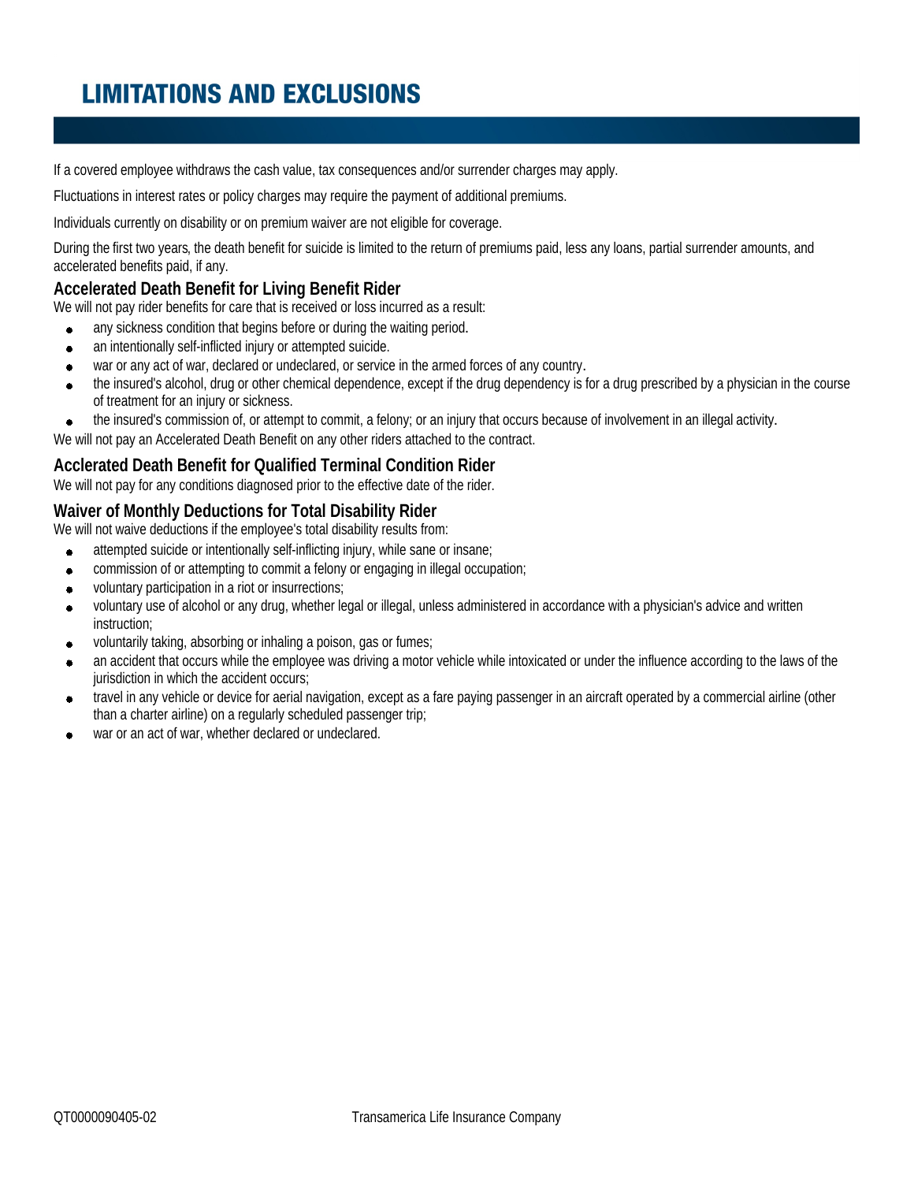# LIMITATIONS AND EXCLUSIONS

If a covered employee withdraws the cash value, tax consequences and/or surrender charges may apply.

Fluctuations in interest rates or policy charges may require the payment of additional premiums.

Individuals currently on disability or on premium waiver are not eligible for coverage.

During the first two years, the death benefit for suicide is limited to the return of premiums paid, less any loans, partial surrender amounts, and accelerated benefits paid, if any.

### Accelerated Death Benefit for Living Benefit Rider

We will not pay rider benefits for care that is received or loss incurred as a result:

- any sickness condition that begins before or during the waiting period.
- an intentionally self-inflicted injury or attempted suicide.
- war or any act of war, declared or undeclared, or service in the armed forces of any country.
- the insured's alcohol, drug or other chemical dependence, except if the drug dependency is for a drug prescribed by a physician in the course of treatment for an injury or sickness.
- the insured's commission of, or attempt to commit, a felony; or an injury that occurs because of involvement in an illegal activity.

We will not pay an Accelerated Death Benefit on any other riders attached to the contract.

### Acclerated Death Benefit for Qualified Terminal Condition Rider

We will not pay for any conditions diagnosed prior to the effective date of the rider.

### Waiver of Monthly Deductions for Total Disability Rider

We will not waive deductions if the employee's total disability results from:

- attempted suicide or intentionally self-inflicting injury, while sane or insane;
- commission of or attempting to commit a felony or engaging in illegal occupation;
- voluntary participation in a riot or insurrections;
- voluntary use of alcohol or any drug, whether legal or illegal, unless administered in accordance with a physician's advice and written instruction;
- voluntarily taking, absorbing or inhaling a poison, gas or fumes;
- an accident that occurs while the employee was driving a motor vehicle while intoxicated or under the influence according to the laws of the jurisdiction in which the accident occurs;
- travel in any vehicle or device for aerial navigation, except as a fare paying passenger in an aircraft operated by a commercial airline (other than a charter airline) on a regularly scheduled passenger trip;
- war or an act of war, whether declared or undeclared.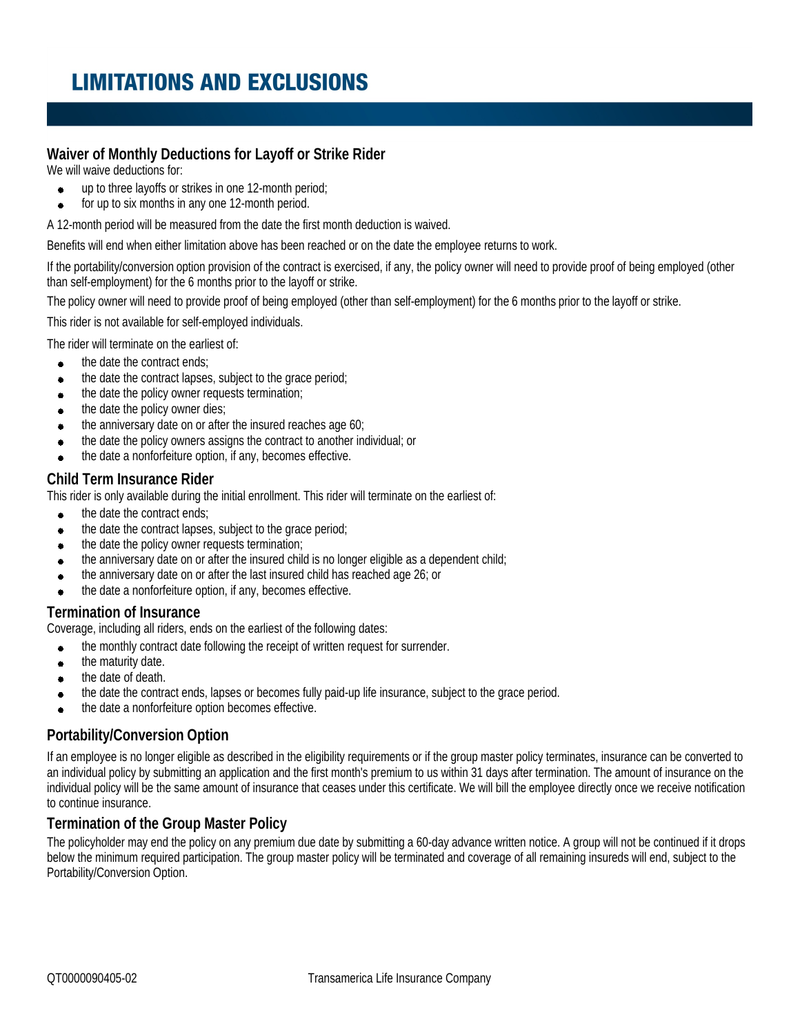# LIMITATIONS AND EXCLUSIONS

## Waiver of Monthly Deductions for Layoff or Strike Rider

We will waive deductions for:

- up to three layoffs or strikes in one 12-month period;
- for up to six months in any one 12-month period.

A 12-month period will be measured from the date the first month deduction is waived.

Benefits will end when either limitation above has been reached or on the date the employee returns to work.

If the portability/conversion option provision of the contract is exercised, if any, the policy owner will need to provide proof of being employed (other than self-employment) for the 6 months prior to the layoff or strike.

The policy owner will need to provide proof of being employed (other than self-employment) for the 6 months prior to the layoff or strike.

This rider is not available for self-employed individuals.

The rider will terminate on the earliest of:

- the date the contract ends;
- the date the contract lapses, subject to the grace period;
- the date the policy owner requests termination;
- the date the policy owner dies;
- the anniversary date on or after the insured reaches age 60;
- the date the policy owners assigns the contract to another individual; or
- the date a nonforfeiture option, if any, becomes effective.

## Child Term Insurance Rider

This rider is only available during the initial enrollment. This rider will terminate on the earliest of:

- the date the contract ends;
- the date the contract lapses, subject to the grace period;
- the date the policy owner requests termination;
- the anniversary date on or after the insured child is no longer eligible as a dependent child;
- the anniversary date on or after the last insured child has reached age 26; or
- the date a nonforfeiture option, if any, becomes effective.

## Termination of Insurance

Coverage, including all riders, ends on the earliest of the following dates:

- the monthly contract date following the receipt of written request for surrender.
- the maturity date.
- the date of death.
- the date the contract ends, lapses or becomes fully paid-up life insurance, subject to the grace period.
- the date a nonforfeiture option becomes effective.

## Portability/Conversion Option

If an employee is no longer eligible as described in the eligibility requirements or if the group master policy terminates, insurance can be converted to an individual policy by submitting an application and the first month's premium to us within 31 days after termination. The amount of insurance on the individual policy will be the same amount of insurance that ceases under this certificate. We will bill the employee directly once we receive notification to continue insurance.

## Termination of the Group Master Policy

The policyholder may end the policy on any premium due date by submitting a 60-day advance written notice. A group will not be continued if it drops below the minimum required participation. The group master policy will be terminated and coverage of all remaining insureds will end, subject to the Portability/Conversion Option.

QT0000090405-02 Transamerica Life Insurance Company